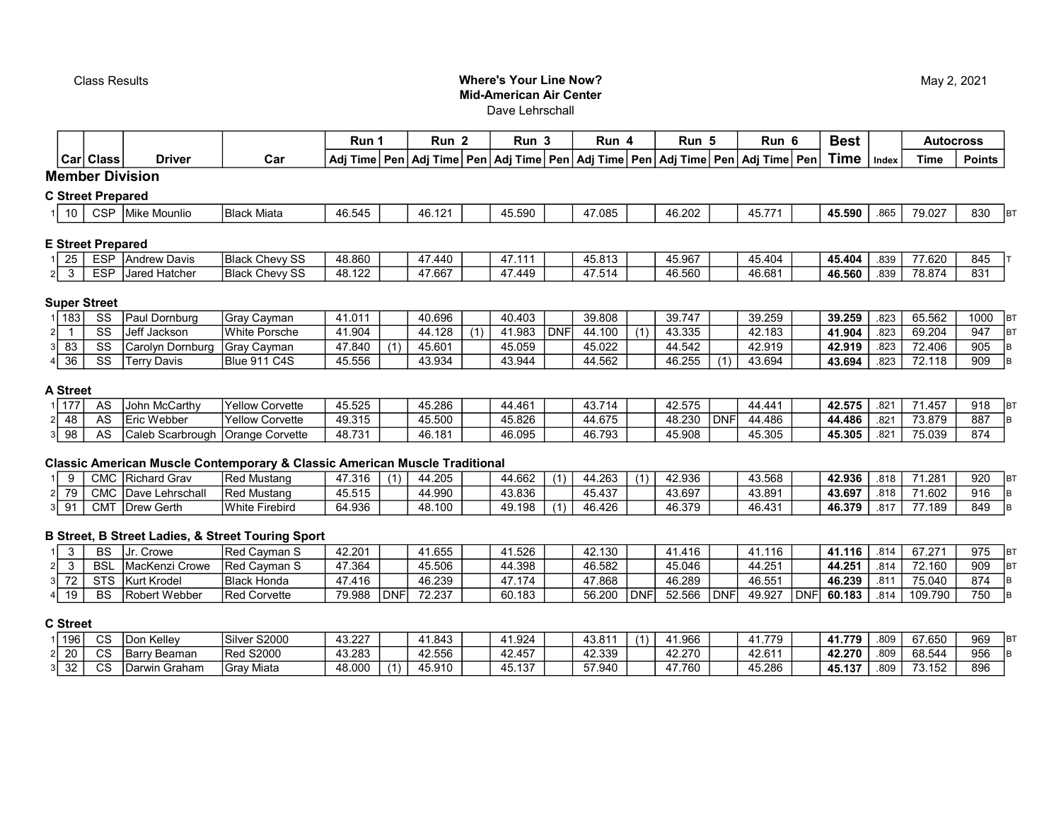Class Results

**Where's Your Line Now?**
**Mid-American Air Center**
Dave Lehrschall

May 2, 2021

| | Car | Class | Driver | Car | Run 1 | | Run 2 | | Run 3 | | Run 4 | | Run 5 | | Run 6 | | Best | | Autocross | | |
|---|---|---|---|---|---|---|---|---|---|---|---|---|---|---|---|---|---|---|---|---|---|
| | | | | | Adj Time | Pen | Adj Time | Pen | Adj Time | Pen | Adj Time | Pen | Adj Time | Pen | Adj Time | Pen | Time | Index | Time | Points | |
| **Member Division** | | | | | | | | | | | | | | | | | | | | | |
| **C Street Prepared** | | | | | | | | | | | | | | | | | | | | | |
| 1 | 10 | CSP | Mike Mounlio | Black Miata | 46.545 | | 46.121 | | 45.590 | | 47.085 | | 46.202 | | 45.771 | | **45.590** | .865 | 79.027 | 830 | BT |
| **E Street Prepared** | | | | | | | | | | | | | | | | | | | | | |
| 1 | 25 | ESP | Andrew Davis | Black Chevy SS | 48.860 | | 47.440 | | 47.111 | | 45.813 | | 45.967 | | 45.404 | | **45.404** | .839 | 77.620 | 845 | T |
| 2 | 3 | ESP | Jared Hatcher | Black Chevy SS | 48.122 | | 47.667 | | 47.449 | | 47.514 | | 46.560 | | 46.681 | | **46.560** | .839 | 78.874 | 831 | |
| **Super Street** | | | | | | | | | | | | | | | | | | | | | |
| 1 | 183 | SS | Paul Dornburg | Gray Cayman | 41.011 | | 40.696 | | 40.403 | | 39.808 | | 39.747 | | 39.259 | | **39.259** | .823 | 65.562 | 1000 | BT |
| 2 | 1 | SS | Jeff Jackson | White Porsche | 41.904 | | 44.128 | (1) | 41.983 | DNF | 44.100 | (1) | 43.335 | | 42.183 | | **41.904** | .823 | 69.204 | 947 | BT |
| 3 | 83 | SS | Carolyn Dornburg | Gray Cayman | 47.840 | (1) | 45.601 | | 45.059 | | 45.022 | | 44.542 | | 42.919 | | **42.919** | .823 | 72.406 | 905 | B |
| 4 | 36 | SS | Terry Davis | Blue 911 C4S | 45.556 | | 43.934 | | 43.944 | | 44.562 | | 46.255 | (1) | 43.694 | | **43.694** | .823 | 72.118 | 909 | B |
| **A Street** | | | | | | | | | | | | | | | | | | | | | |
| 1 | 177 | AS | John McCarthy | Yellow Corvette | 45.525 | | 45.286 | | 44.461 | | 43.714 | | 42.575 | | 44.441 | | **42.575** | .821 | 71.457 | 918 | BT |
| 2 | 48 | AS | Eric Webber | Yellow Corvette | 49.315 | | 45.500 | | 45.826 | | 44.675 | | 48.230 | DNF | 44.486 | | **44.486** | .821 | 73.879 | 887 | B |
| 3 | 98 | AS | Caleb Scarbrough | Orange Corvette | 48.731 | | 46.181 | | 46.095 | | 46.793 | | 45.908 | | 45.305 | | **45.305** | .821 | 75.039 | 874 | |
| **Classic American Muscle Contemporary & Classic American Muscle Traditional** | | | | | | | | | | | | | | | | | | | | | |
| 1 | 9 | CMC | Richard Grav | Red Mustang | 47.316 | (1) | 44.205 | | 44.662 | (1) | 44.263 | (1) | 42.936 | | 43.568 | | **42.936** | .818 | 71.281 | 920 | BT |
| 2 | 79 | CMC | Dave Lehrschall | Red Mustang | 45.515 | | 44.990 | | 43.836 | | 45.437 | | 43.697 | | 43.891 | | **43.697** | .818 | 71.602 | 916 | B |
| 3 | 91 | CMT | Drew Gerth | White Firebird | 64.936 | | 48.100 | | 49.198 | (1) | 46.426 | | 46.379 | | 46.431 | | **46.379** | .817 | 77.189 | 849 | B |
| **B Street, B Street Ladies, & Street Touring Sport** | | | | | | | | | | | | | | | | | | | | | |
| 1 | 3 | BS | Jr. Crowe | Red Cayman S | 42.201 | | 41.655 | | 41.526 | | 42.130 | | 41.416 | | 41.116 | | **41.116** | .814 | 67.271 | 975 | BT |
| 2 | 3 | BSL | MacKenzi Crowe | Red Cayman S | 47.364 | | 45.506 | | 44.398 | | 46.582 | | 45.046 | | 44.251 | | **44.251** | .814 | 72.160 | 909 | BT |
| 3 | 72 | STS | Kurt Krodel | Black Honda | 47.416 | | 46.239 | | 47.174 | | 47.868 | | 46.289 | | 46.551 | | **46.239** | .811 | 75.040 | 874 | B |
| 4 | 19 | BS | Robert Webber | Red Corvette | 79.988 | DNF | 72.237 | | 60.183 | | 56.200 | DNF | 52.566 | DNF | 49.927 | DNF | **60.183** | .814 | 109.790 | 750 | B |
| **C Street** | | | | | | | | | | | | | | | | | | | | | |
| 1 | 196 | CS | Don Kelley | Silver S2000 | 43.227 | | 41.843 | | 41.924 | | 43.811 | (1) | 41.966 | | 41.779 | | **41.779** | .809 | 67.650 | 969 | BT |
| 2 | 20 | CS | Barry Beaman | Red S2000 | 43.283 | | 42.556 | | 42.457 | | 42.339 | | 42.270 | | 42.611 | | **42.270** | .809 | 68.544 | 956 | B |
| 3 | 32 | CS | Darwin Graham | Gray Miata | 48.000 | (1) | 45.910 | | 45.137 | | 57.940 | | 47.760 | | 45.286 | | **45.137** | .809 | 73.152 | 896 | |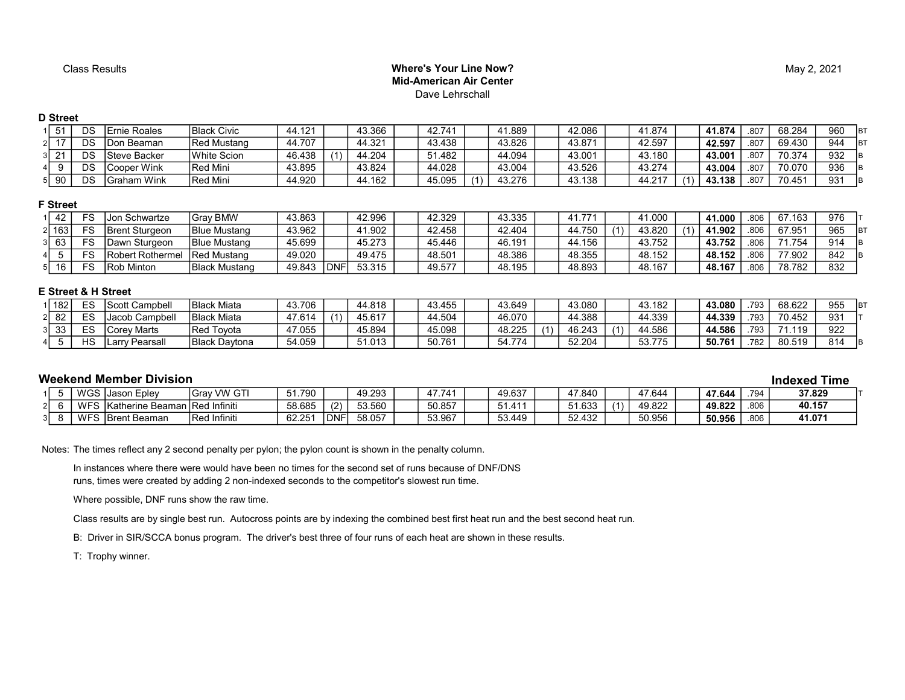Class Results

**Where's Your Line Now?**
**Mid-American Air Center**
Dave Lehrschall

May 2, 2021

### D Street

| | | | | | | | | | | | | | | | | | | | | |
|---|---|---|---|---|---|---|---|---|---|---|---|---|---|---|---|---|---|---|---|---|
| 1 | 51 | DS | Ernie Roales | Black Civic | 44.121 | | 43.366 | | 42.741 | | 41.889 | | 42.086 | | 41.874 | | **41.874** | .807 | 68.284 | 960 | BT |
| 2 | 17 | DS | Don Beaman | Red Mustang | 44.707 | | 44.321 | | 43.438 | | 43.826 | | 43.871 | | 42.597 | | **42.597** | .807 | 69.430 | 944 | BT |
| 3 | 21 | DS | Steve Backer | White Scion | 46.438 | (1) | 44.204 | | 51.482 | | 44.094 | | 43.001 | | 43.180 | | **43.001** | .807 | 70.374 | 932 | B |
| 4 | 9 | DS | Cooper Wink | Red Mini | 43.895 | | 43.824 | | 44.028 | | 43.004 | | 43.526 | | 43.274 | | **43.004** | .807 | 70.070 | 936 | B |
| 5 | 90 | DS | Graham Wink | Red Mini | 44.920 | | 44.162 | | 45.095 | (1) | 43.276 | | 43.138 | | 44.217 | (1) | **43.138** | .807 | 70.451 | 931 | B |

### F Street

| | | | | | | | | | | | | | | | | | | | | |
|---|---|---|---|---|---|---|---|---|---|---|---|---|---|---|---|---|---|---|---|---|
| 1 | 42 | FS | Jon Schwartze | Gray BMW | 43.863 | | 42.996 | | 42.329 | | 43.335 | | 41.771 | | 41.000 | | **41.000** | .806 | 67.163 | 976 | T |
| 2 | 163 | FS | Brent Sturgeon | Blue Mustang | 43.962 | | 41.902 | | 42.458 | | 42.404 | | 44.750 | (1) | 43.820 | (1) | **41.902** | .806 | 67.951 | 965 | BT |
| 3 | 63 | FS | Dawn Sturgeon | Blue Mustang | 45.699 | | 45.273 | | 45.446 | | 46.191 | | 44.156 | | 43.752 | | **43.752** | .806 | 71.754 | 914 | B |
| 4 | 5 | FS | Robert Rothermel | Red Mustang | 49.020 | | 49.475 | | 48.501 | | 48.386 | | 48.355 | | 48.152 | | **48.152** | .806 | 77.902 | 842 | B |
| 5 | 16 | FS | Rob Minton | Black Mustang | 49.843 | DNF | 53.315 | | 49.577 | | 48.195 | | 48.893 | | 48.167 | | **48.167** | .806 | 78.782 | 832 | |

### E Street & H Street

| | | | | | | | | | | | | | | | | | | | | |
|---|---|---|---|---|---|---|---|---|---|---|---|---|---|---|---|---|---|---|---|---|
| 1 | 182 | ES | Scott Campbell | Black Miata | 43.706 | | 44.818 | | 43.455 | | 43.649 | | 43.080 | | 43.182 | | **43.080** | .793 | 68.622 | 955 | BT |
| 2 | 82 | ES | Jacob Campbell | Black Miata | 47.614 | (1) | 45.617 | | 44.504 | | 46.070 | | 44.388 | | 44.339 | | **44.339** | .793 | 70.452 | 931 | T |
| 3 | 33 | ES | Corey Marts | Red Toyota | 47.055 | | 45.894 | | 45.098 | | 48.225 | (1) | 46.243 | (1) | 44.586 | | **44.586** | .793 | 71.119 | 922 | |
| 4 | 5 | HS | Larry Pearsall | Black Daytona | 54.059 | | 51.013 | | 50.761 | | 54.774 | | 52.204 | | 53.775 | | **50.761** | .782 | 80.519 | 814 | B |

### Weekend Member Division

| | | | | | | | | | | | | | | | | | | | | |
|---|---|---|---|---|---|---|---|---|---|---|---|---|---|---|---|---|---|---|---|---|
| | | | | | | | | | | | | | | | | | | | **Indexed Time** | |
| 1 | 5 | WGS | Jason Epley | Gray VW GTI | 51.790 | | 49.293 | | 47.741 | | 49.637 | | 47.840 | | 47.644 | | **47.644** | .794 | **37.829** | T |
| 2 | 6 | WFS | Katherine Beaman | Red Infiniti | 58.685 | (2) | 53.560 | | 50.857 | | 51.411 | | 51.633 | (1) | 49.822 | | **49.822** | .806 | **40.157** | |
| 3 | 8 | WFS | Brent Beaman | Red Infiniti | 62.251 | DNF | 58.057 | | 53.967 | | 53.449 | | 52.432 | | 50.956 | | **50.956** | .806 | **41.071** | |

Notes: The times reflect any 2 second penalty per pylon; the pylon count is shown in the penalty column.

In instances where there were would have been no times for the second set of runs because of DNF/DNS runs, times were created by adding 2 non-indexed seconds to the competitor's slowest run time.

Where possible, DNF runs show the raw time.

Class results are by single best run. Autocross points are by indexing the combined best first heat run and the best second heat run.

B: Driver in SIR/SCCA bonus program. The driver's best three of four runs of each heat are shown in these results.

T: Trophy winner.